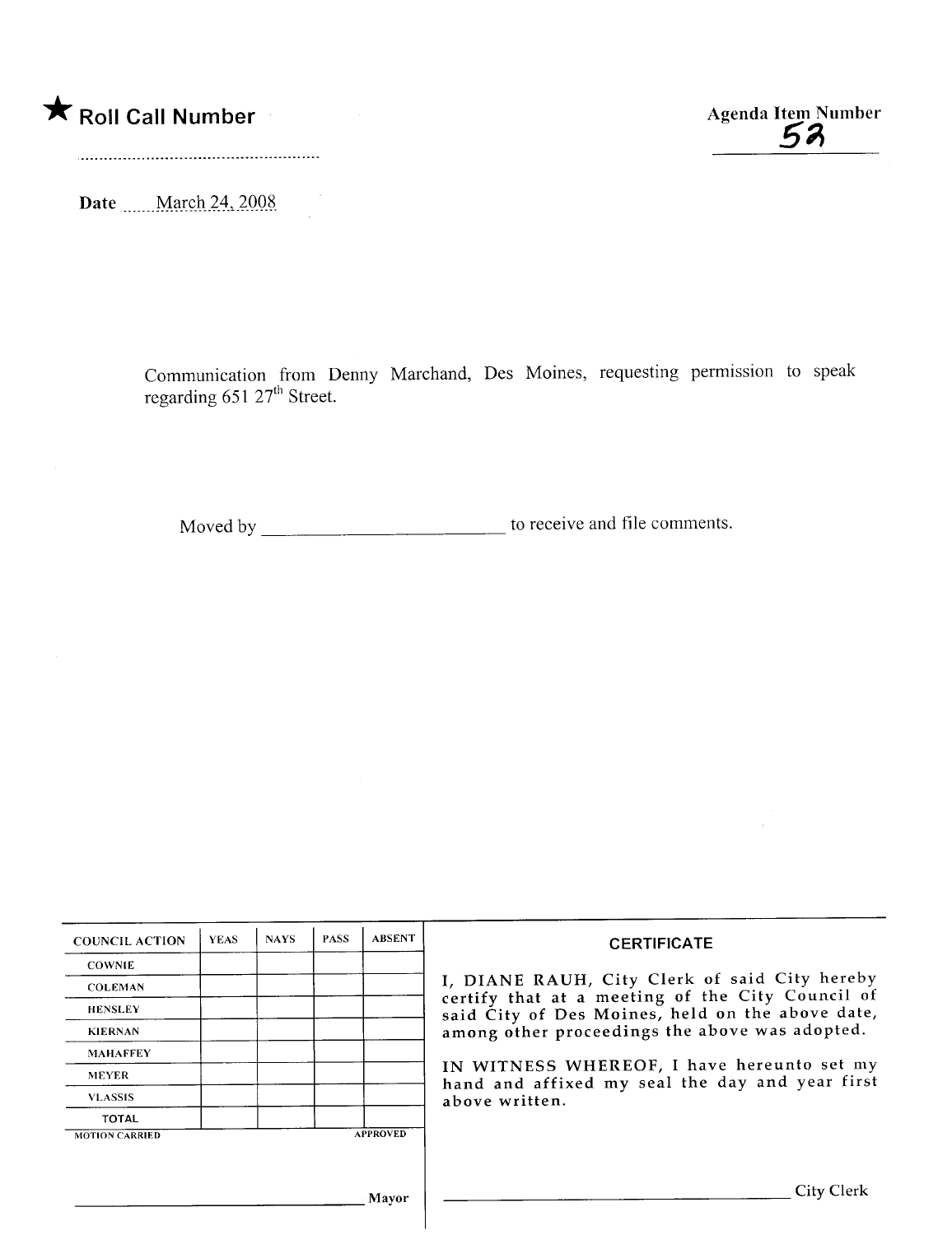★ Roll Call Number

Agenda Item Number
52

Date March 24, 2008

Communication from Denny Marchand, Des Moines, requesting permission to speak regarding 651 27th Street.

Moved by ________________________ to receive and file comments.

| COUNCIL ACTION | YEAS | NAYS | PASS | ABSENT |
|---|---|---|---|---|
| COWNIE | | | | |
| COLEMAN | | | | |
| HENSLEY | | | | |
| KIERNAN | | | | |
| MAHAFFEY | | | | |
| MEYER | | | | |
| VLASSIS | | | | |
| TOTAL | | | | |

MOTION CARRIED APPROVED

________________________ Mayor

**CERTIFICATE**

I, DIANE RAUH, City Clerk of said City hereby certify that at a meeting of the City Council of said City of Des Moines, held on the above date, among other proceedings the above was adopted.

IN WITNESS WHEREOF, I have hereunto set my hand and affixed my seal the day and year first above written.

________________________ City Clerk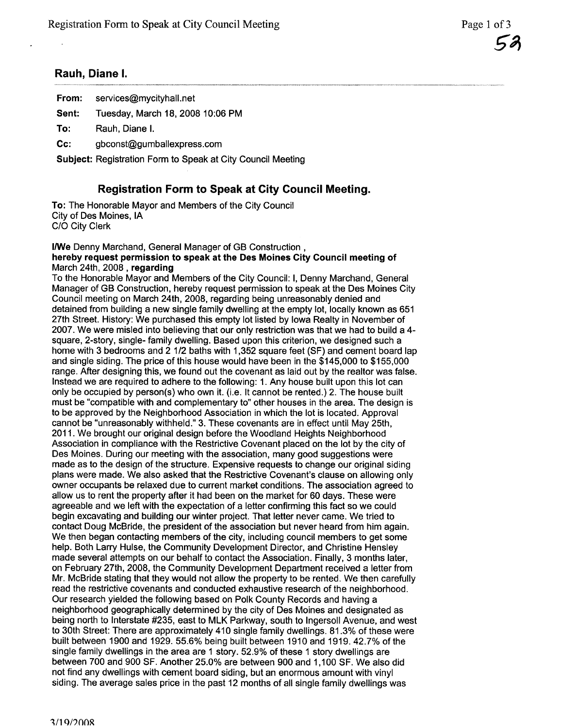## Rauh, Diane I.

**From:** services@mycityhall.net

**Sent:** Tuesday, March 18, 2008 10:06 PM

**To:** Rauh, Diane I.

**Cc:** gbconst@gumballexpress.com

**Subject:** Registration Form to Speak at City Council Meeting

### Registration Form to Speak at City Council Meeting.

**To:** The Honorable Mayor and Members of the City Council
City of Des Moines, IA
C/O City Clerk

**I/We** Denny Marchand, General Manager of GB Construction ,
**hereby request permission to speak at the Des Moines City Council meeting of** March 24th, 2008 , **regarding**
To the Honorable Mayor and Members of the City Council: I, Denny Marchand, General Manager of GB Construction, hereby request permission to speak at the Des Moines City Council meeting on March 24th, 2008, regarding being unreasonably denied and detained from building a new single family dwelling at the empty lot, locally known as 651 27th Street. History: We purchased this empty lot listed by Iowa Realty in November of 2007. We were misled into believing that our only restriction was that we had to build a 4-square, 2-story, single- family dwelling. Based upon this criterion, we designed such a home with 3 bedrooms and 2 1/2 baths with 1,352 square feet (SF) and cement board lap and single siding. The price of this house would have been in the $145,000 to $155,000 range. After designing this, we found out the covenant as laid out by the realtor was false. Instead we are required to adhere to the following: 1. Any house built upon this lot can only be occupied by person(s) who own it. (i.e. It cannot be rented.) 2. The house built must be "compatible with and complementary to" other houses in the area. The design is to be approved by the Neighborhood Association in which the lot is located. Approval cannot be "unreasonably withheld." 3. These covenants are in effect until May 25th, 2011. We brought our original design before the Woodland Heights Neighborhood Association in compliance with the Restrictive Covenant placed on the lot by the city of Des Moines. During our meeting with the association, many good suggestions were made as to the design of the structure. Expensive requests to change our original siding plans were made. We also asked that the Restrictive Covenant's clause on allowing only owner occupants be relaxed due to current market conditions. The association agreed to allow us to rent the property after it had been on the market for 60 days. These were agreeable and we left with the expectation of a letter confirming this fact so we could begin excavating and building our winter project. That letter never came. We tried to contact Doug McBride, the president of the association but never heard from him again. We then began contacting members of the city, including council members to get some help. Both Larry Hulse, the Community Development Director, and Christine Hensley made several attempts on our behalf to contact the Association. Finally, 3 months later, on February 27th, 2008, the Community Development Department received a letter from Mr. McBride stating that they would not allow the property to be rented. We then carefully read the restrictive covenants and conducted exhaustive research of the neighborhood. Our research yielded the following based on Polk County Records and having a neighborhood geographically determined by the city of Des Moines and designated as being north to Interstate #235, east to MLK Parkway, south to Ingersoll Avenue, and west to 30th Street: There are approximately 410 single family dwellings. 81.3% of these were built between 1900 and 1929. 55.6% being built between 1910 and 1919. 42.7% of the single family dwellings in the area are 1 story. 52.9% of these 1 story dwellings are between 700 and 900 SF. Another 25.0% are between 900 and 1,100 SF. We also did not find any dwellings with cement board siding, but an enormous amount with vinyl siding. The average sales price in the past 12 months of all single family dwellings was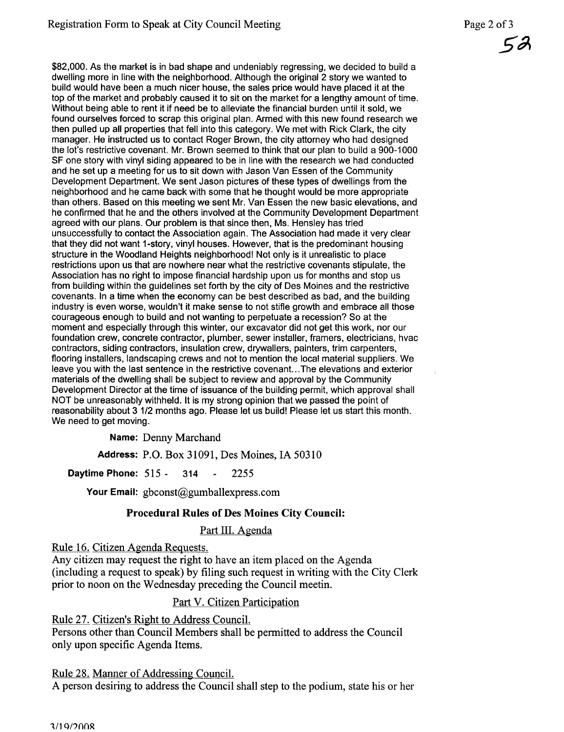$82,000. As the market is in bad shape and undeniably regressing, we decided to build a dwelling more in line with the neighborhood. Although the original 2 story we wanted to build would have been a much nicer house, the sales price would have placed it at the top of the market and probably caused it to sit on the market for a lengthy amount of time. Without being able to rent it if need be to alleviate the financial burden until it sold, we found ourselves forced to scrap this original plan. Armed with this new found research we then pulled up all properties that fell into this category. We met with Rick Clark, the city manager. He instructed us to contact Roger Brown, the city attorney who had designed the lot's restrictive covenant. Mr. Brown seemed to think that our plan to build a 900-1000 SF one story with vinyl siding appeared to be in line with the research we had conducted and he set up a meeting for us to sit down with Jason Van Essen of the Community Development Department. We sent Jason pictures of these types of dwellings from the neighborhood and he came back with some that he thought would be more appropriate than others. Based on this meeting we sent Mr. Van Essen the new basic elevations, and he confirmed that he and the others involved at the Community Development Department agreed with our plans. Our problem is that since then, Ms. Hensley has tried unsuccessfully to contact the Association again. The Association had made it very clear that they did not want 1-story, vinyl houses. However, that is the predominant housing structure in the Woodland Heights neighborhood! Not only is it unrealistic to place restrictions upon us that are nowhere near what the restrictive covenants stipulate, the Association has no right to impose financial hardship upon us for months and stop us from building within the guidelines set forth by the city of Des Moines and the restrictive covenants. In a time when the economy can be best described as bad, and the building industry is even worse, wouldn't it make sense to not stifle growth and embrace all those courageous enough to build and not wanting to perpetuate a recession? So at the moment and especially through this winter, our excavator did not get this work, nor our foundation crew, concrete contractor, plumber, sewer installer, framers, electricians, hvac contractors, siding contractors, insulation crew, drywallers, painters, trim carpenters, flooring installers, landscaping crews and not to mention the local material suppliers. We leave you with the last sentence in the restrictive covenant...The elevations and exterior materials of the dwelling shall be subject to review and approval by the Community Development Director at the time of issuance of the building permit, which approval shall NOT be unreasonably withheld. It is my strong opinion that we passed the point of reasonability about 3 1/2 months ago. Please let us build! Please let us start this month. We need to get moving.

**Name:** Denny Marchand

**Address:** P.O. Box 31091, Des Moines, IA 50310

**Daytime Phone:** 515 - 314 - 2255

**Your Email:** gbconst@gumballexpress.com

## Procedural Rules of Des Moines City Council:

### Part III. Agenda

Rule 16. Citizen Agenda Requests.

Any citizen may request the right to have an item placed on the Agenda (including a request to speak) by filing such request in writing with the City Clerk prior to noon on the Wednesday preceding the Council meetin.

### Part V. Citizen Participation

Rule 27. Citizen's Right to Address Council.

Persons other than Council Members shall be permitted to address the Council only upon specific Agenda Items.

Rule 28. Manner of Addressing Council.

A person desiring to address the Council shall step to the podium, state his or her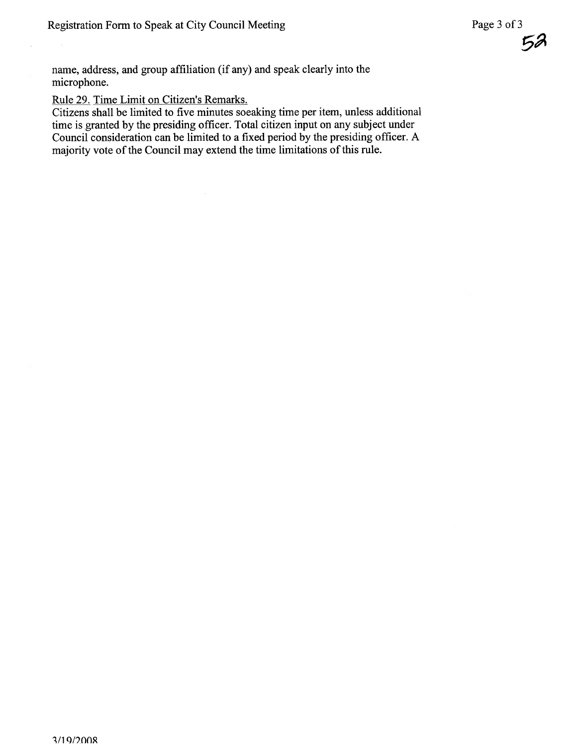name, address, and group affiliation (if any) and speak clearly into the microphone.

Rule 29. Time Limit on Citizen's Remarks.

Citizens shall be limited to five minutes soeaking time per item, unless additional time is granted by the presiding officer. Total citizen input on any subject under Council consideration can be limited to a fixed period by the presiding officer. A majority vote of the Council may extend the time limitations of this rule.